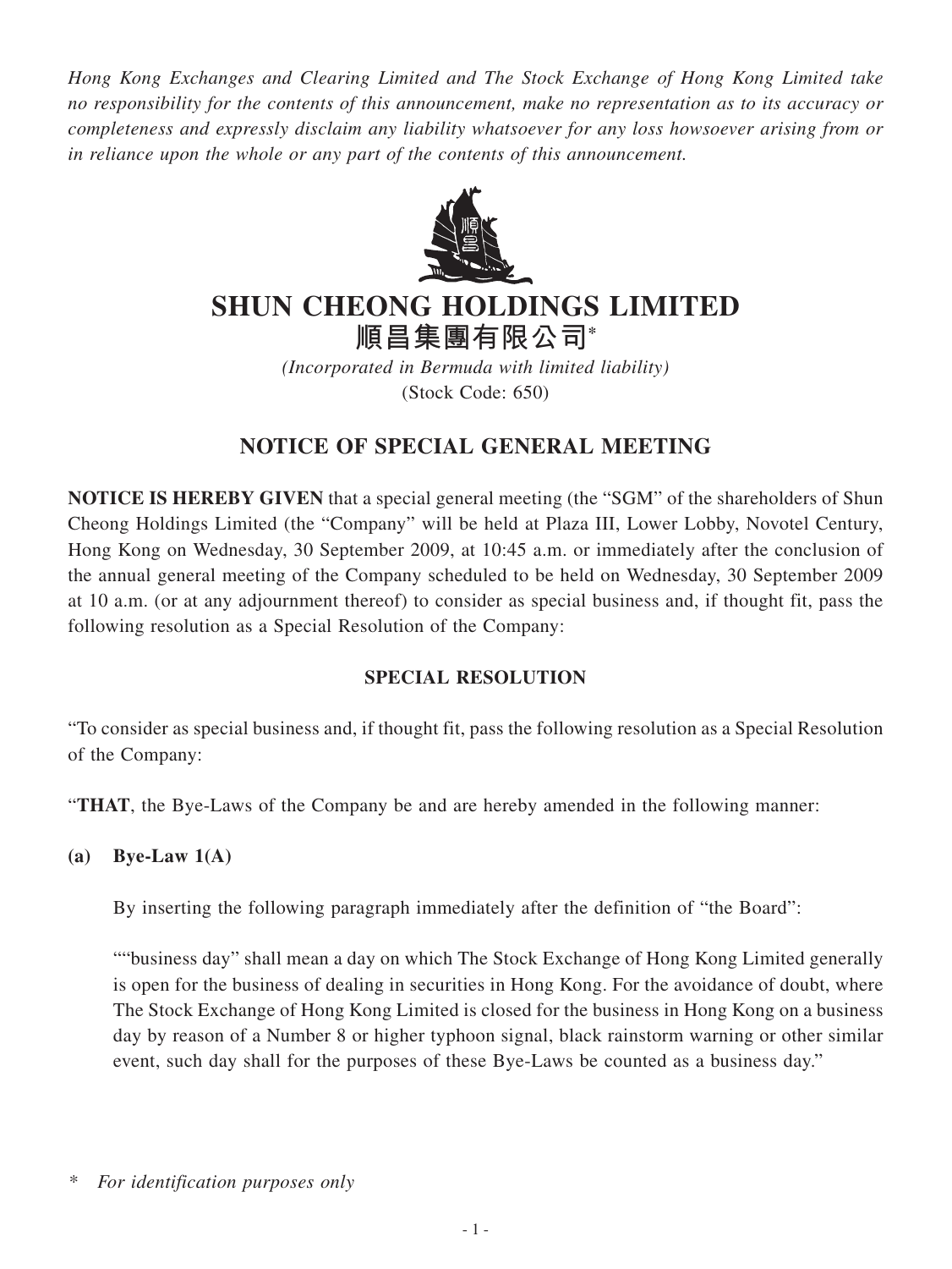*Hong Kong Exchanges and Clearing Limited and The Stock Exchange of Hong Kong Limited take no responsibility for the contents of this announcement, make no representation as to its accuracy or completeness and expressly disclaim any liability whatsoever for any loss howsoever arising from or in reliance upon the whole or any part of the contents of this announcement.*

# SHUN CHEONG HOLDINGS LIMITED
# 順昌集團有限公司*

*(Incorporated in Bermuda with limited liability)*
(Stock Code: 650)

## NOTICE OF SPECIAL GENERAL MEETING

**NOTICE IS HEREBY GIVEN** that a special general meeting (the "SGM" of the shareholders of Shun Cheong Holdings Limited (the "Company" will be held at Plaza III, Lower Lobby, Novotel Century, Hong Kong on Wednesday, 30 September 2009, at 10:45 a.m. or immediately after the conclusion of the annual general meeting of the Company scheduled to be held on Wednesday, 30 September 2009 at 10 a.m. (or at any adjournment thereof) to consider as special business and, if thought fit, pass the following resolution as a Special Resolution of the Company:

### SPECIAL RESOLUTION

"To consider as special business and, if thought fit, pass the following resolution as a Special Resolution of the Company:

"**THAT**, the Bye-Laws of the Company be and are hereby amended in the following manner:

**(a) Bye-Law 1(A)**

By inserting the following paragraph immediately after the definition of "the Board":

""business day" shall mean a day on which The Stock Exchange of Hong Kong Limited generally is open for the business of dealing in securities in Hong Kong. For the avoidance of doubt, where The Stock Exchange of Hong Kong Limited is closed for the business in Hong Kong on a business day by reason of a Number 8 or higher typhoon signal, black rainstorm warning or other similar event, such day shall for the purposes of these Bye-Laws be counted as a business day."

\* *For identification purposes only*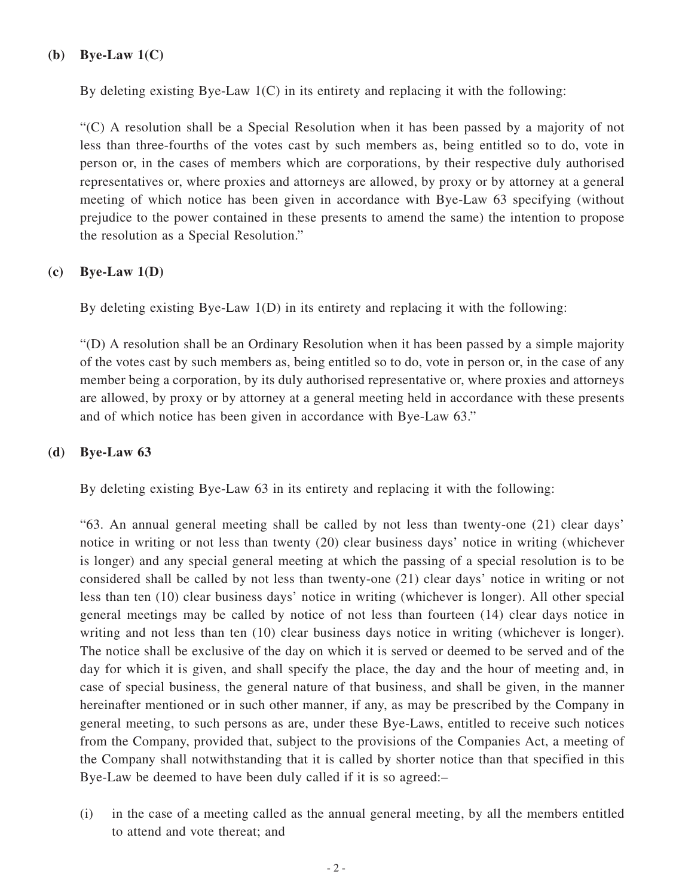**(b) Bye-Law 1(C)**

By deleting existing Bye-Law 1(C) in its entirety and replacing it with the following:

"(C) A resolution shall be a Special Resolution when it has been passed by a majority of not less than three-fourths of the votes cast by such members as, being entitled so to do, vote in person or, in the cases of members which are corporations, by their respective duly authorised representatives or, where proxies and attorneys are allowed, by proxy or by attorney at a general meeting of which notice has been given in accordance with Bye-Law 63 specifying (without prejudice to the power contained in these presents to amend the same) the intention to propose the resolution as a Special Resolution."

**(c) Bye-Law 1(D)**

By deleting existing Bye-Law 1(D) in its entirety and replacing it with the following:

"(D) A resolution shall be an Ordinary Resolution when it has been passed by a simple majority of the votes cast by such members as, being entitled so to do, vote in person or, in the case of any member being a corporation, by its duly authorised representative or, where proxies and attorneys are allowed, by proxy or by attorney at a general meeting held in accordance with these presents and of which notice has been given in accordance with Bye-Law 63."

**(d) Bye-Law 63**

By deleting existing Bye-Law 63 in its entirety and replacing it with the following:

"63. An annual general meeting shall be called by not less than twenty-one (21) clear days' notice in writing or not less than twenty (20) clear business days' notice in writing (whichever is longer) and any special general meeting at which the passing of a special resolution is to be considered shall be called by not less than twenty-one (21) clear days' notice in writing or not less than ten (10) clear business days' notice in writing (whichever is longer). All other special general meetings may be called by notice of not less than fourteen (14) clear days notice in writing and not less than ten (10) clear business days notice in writing (whichever is longer). The notice shall be exclusive of the day on which it is served or deemed to be served and of the day for which it is given, and shall specify the place, the day and the hour of meeting and, in case of special business, the general nature of that business, and shall be given, in the manner hereinafter mentioned or in such other manner, if any, as may be prescribed by the Company in general meeting, to such persons as are, under these Bye-Laws, entitled to receive such notices from the Company, provided that, subject to the provisions of the Companies Act, a meeting of the Company shall notwithstanding that it is called by shorter notice than that specified in this Bye-Law be deemed to have been duly called if it is so agreed:–

(i) in the case of a meeting called as the annual general meeting, by all the members entitled to attend and vote thereat; and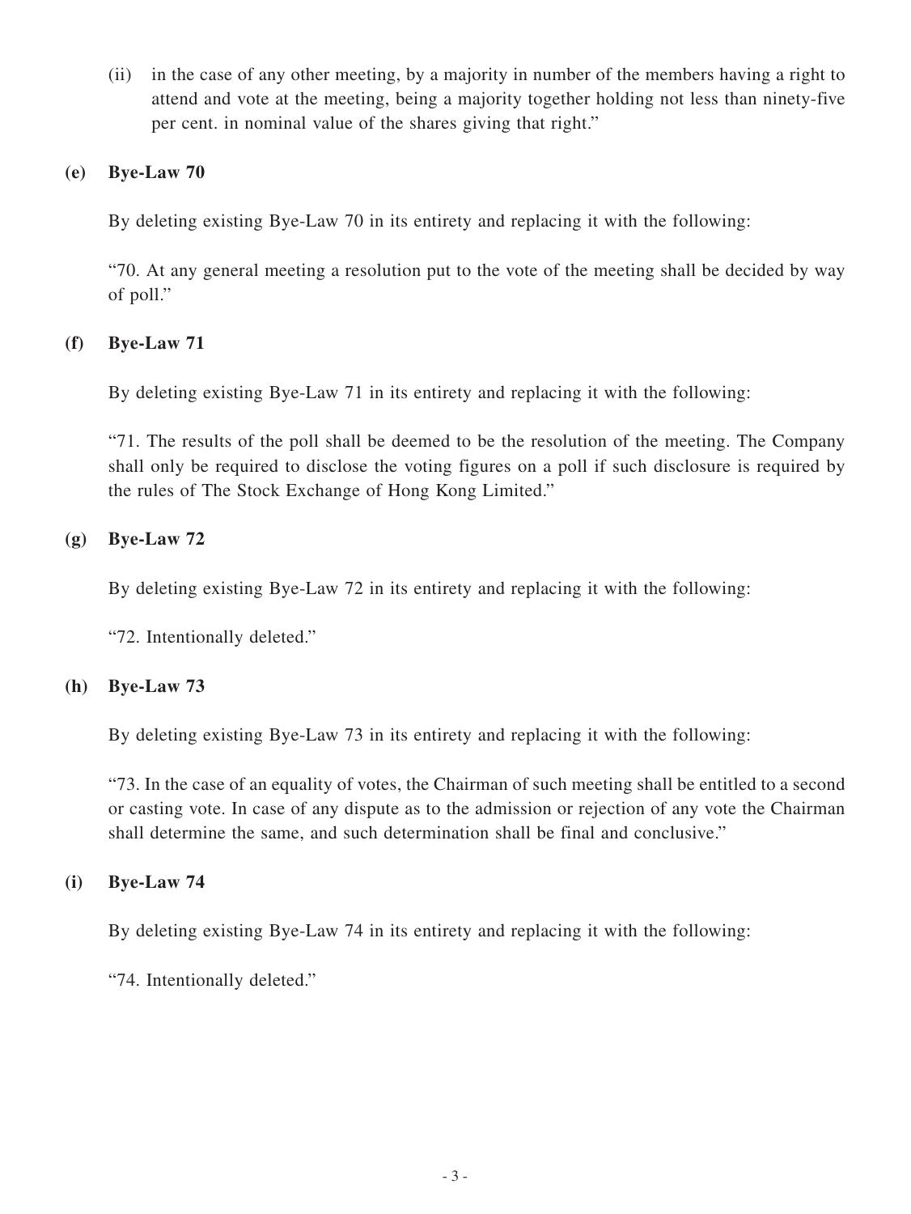(ii) in the case of any other meeting, by a majority in number of the members having a right to attend and vote at the meeting, being a majority together holding not less than ninety-five per cent. in nominal value of the shares giving that right."

**(e) Bye-Law 70**

By deleting existing Bye-Law 70 in its entirety and replacing it with the following:

"70. At any general meeting a resolution put to the vote of the meeting shall be decided by way of poll."

**(f) Bye-Law 71**

By deleting existing Bye-Law 71 in its entirety and replacing it with the following:

"71. The results of the poll shall be deemed to be the resolution of the meeting. The Company shall only be required to disclose the voting figures on a poll if such disclosure is required by the rules of The Stock Exchange of Hong Kong Limited."

**(g) Bye-Law 72**

By deleting existing Bye-Law 72 in its entirety and replacing it with the following:

"72. Intentionally deleted."

**(h) Bye-Law 73**

By deleting existing Bye-Law 73 in its entirety and replacing it with the following:

"73. In the case of an equality of votes, the Chairman of such meeting shall be entitled to a second or casting vote. In case of any dispute as to the admission or rejection of any vote the Chairman shall determine the same, and such determination shall be final and conclusive."

**(i) Bye-Law 74**

By deleting existing Bye-Law 74 in its entirety and replacing it with the following:

"74. Intentionally deleted."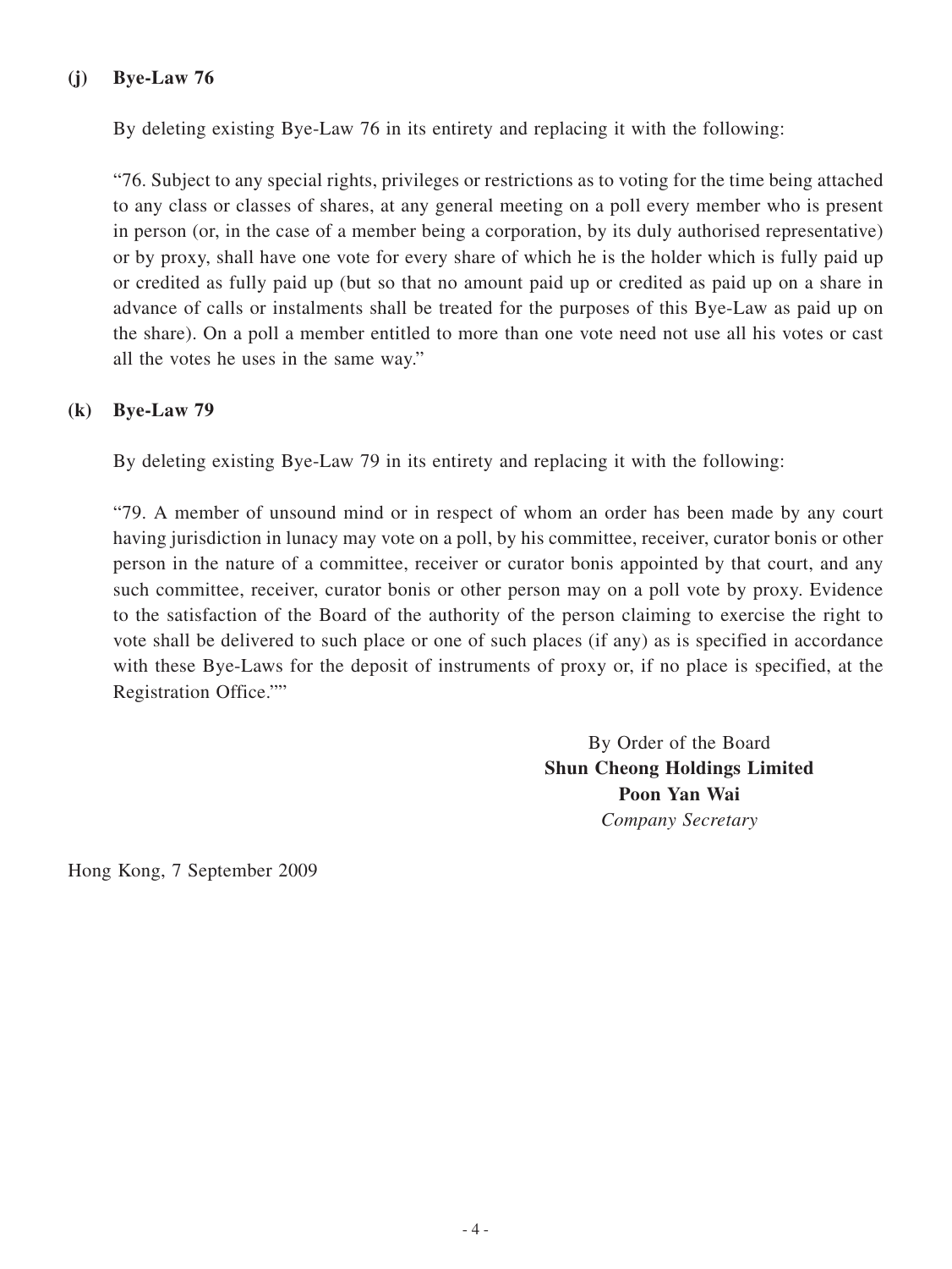**(j) Bye-Law 76**

By deleting existing Bye-Law 76 in its entirety and replacing it with the following:

"76. Subject to any special rights, privileges or restrictions as to voting for the time being attached to any class or classes of shares, at any general meeting on a poll every member who is present in person (or, in the case of a member being a corporation, by its duly authorised representative) or by proxy, shall have one vote for every share of which he is the holder which is fully paid up or credited as fully paid up (but so that no amount paid up or credited as paid up on a share in advance of calls or instalments shall be treated for the purposes of this Bye-Law as paid up on the share). On a poll a member entitled to more than one vote need not use all his votes or cast all the votes he uses in the same way."

**(k) Bye-Law 79**

By deleting existing Bye-Law 79 in its entirety and replacing it with the following:

"79. A member of unsound mind or in respect of whom an order has been made by any court having jurisdiction in lunacy may vote on a poll, by his committee, receiver, curator bonis or other person in the nature of a committee, receiver or curator bonis appointed by that court, and any such committee, receiver, curator bonis or other person may on a poll vote by proxy. Evidence to the satisfaction of the Board of the authority of the person claiming to exercise the right to vote shall be delivered to such place or one of such places (if any) as is specified in accordance with these Bye-Laws for the deposit of instruments of proxy or, if no place is specified, at the Registration Office.""

By Order of the Board
**Shun Cheong Holdings Limited**
**Poon Yan Wai**
*Company Secretary*

Hong Kong, 7 September 2009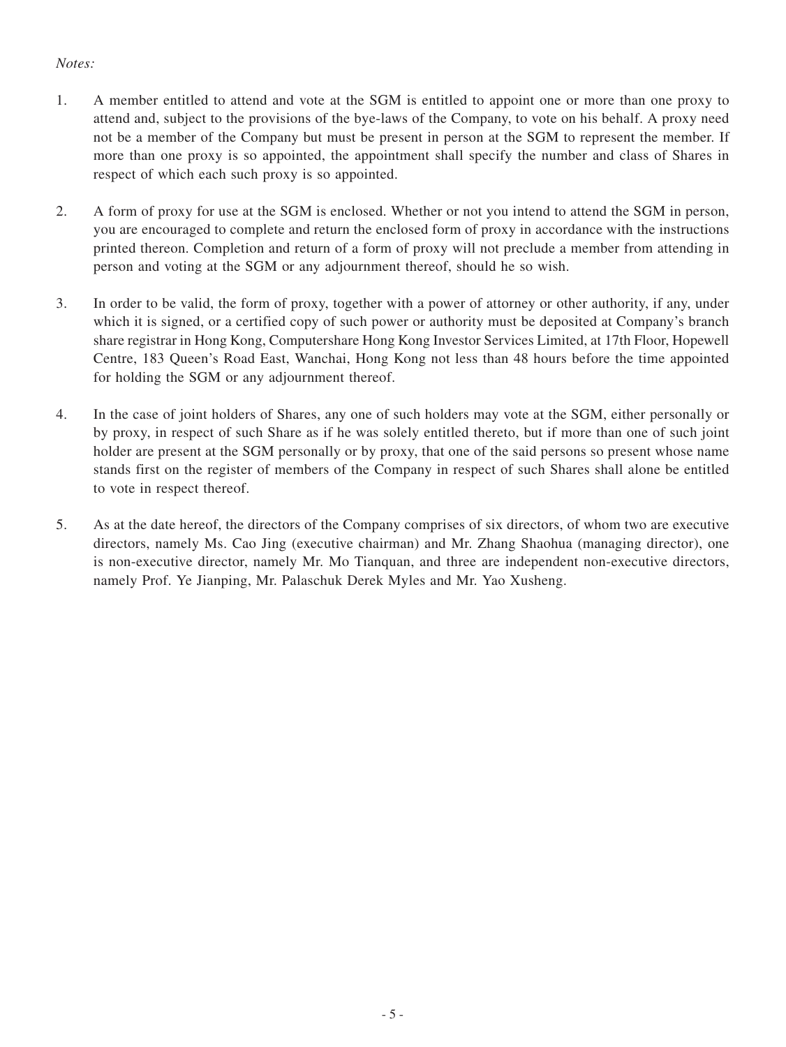*Notes:*

1. A member entitled to attend and vote at the SGM is entitled to appoint one or more than one proxy to attend and, subject to the provisions of the bye-laws of the Company, to vote on his behalf. A proxy need not be a member of the Company but must be present in person at the SGM to represent the member. If more than one proxy is so appointed, the appointment shall specify the number and class of Shares in respect of which each such proxy is so appointed.

2. A form of proxy for use at the SGM is enclosed. Whether or not you intend to attend the SGM in person, you are encouraged to complete and return the enclosed form of proxy in accordance with the instructions printed thereon. Completion and return of a form of proxy will not preclude a member from attending in person and voting at the SGM or any adjournment thereof, should he so wish.

3. In order to be valid, the form of proxy, together with a power of attorney or other authority, if any, under which it is signed, or a certified copy of such power or authority must be deposited at Company's branch share registrar in Hong Kong, Computershare Hong Kong Investor Services Limited, at 17th Floor, Hopewell Centre, 183 Queen's Road East, Wanchai, Hong Kong not less than 48 hours before the time appointed for holding the SGM or any adjournment thereof.

4. In the case of joint holders of Shares, any one of such holders may vote at the SGM, either personally or by proxy, in respect of such Share as if he was solely entitled thereto, but if more than one of such joint holder are present at the SGM personally or by proxy, that one of the said persons so present whose name stands first on the register of members of the Company in respect of such Shares shall alone be entitled to vote in respect thereof.

5. As at the date hereof, the directors of the Company comprises of six directors, of whom two are executive directors, namely Ms. Cao Jing (executive chairman) and Mr. Zhang Shaohua (managing director), one is non-executive director, namely Mr. Mo Tianquan, and three are independent non-executive directors, namely Prof. Ye Jianping, Mr. Palaschuk Derek Myles and Mr. Yao Xusheng.